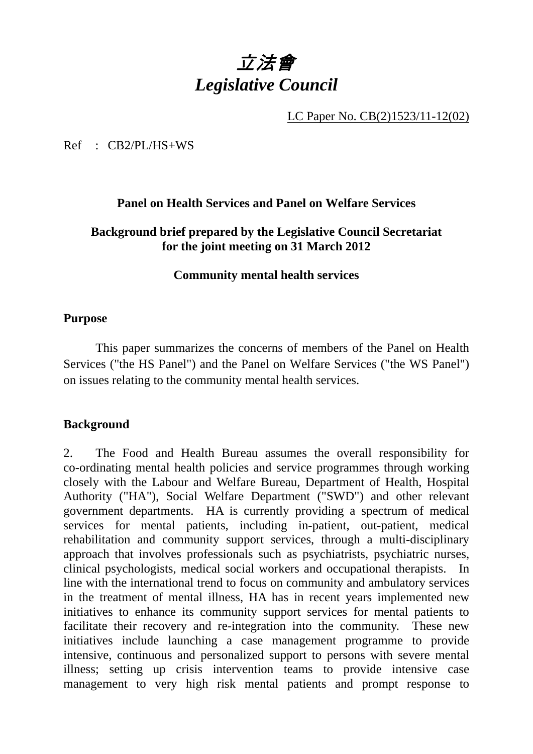# *立法會*
# *Legislative Council*

LC Paper No. CB(2)1523/11-12(02)

Ref : CB2/PL/HS+WS

**Panel on Health Services and Panel on Welfare Services**

**Background brief prepared by the Legislative Council Secretariat for the joint meeting on 31 March 2012**

**Community mental health services**

## Purpose

This paper summarizes the concerns of members of the Panel on Health Services ("the HS Panel") and the Panel on Welfare Services ("the WS Panel") on issues relating to the community mental health services.

## Background

2. The Food and Health Bureau assumes the overall responsibility for co-ordinating mental health policies and service programmes through working closely with the Labour and Welfare Bureau, Department of Health, Hospital Authority ("HA"), Social Welfare Department ("SWD") and other relevant government departments. HA is currently providing a spectrum of medical services for mental patients, including in-patient, out-patient, medical rehabilitation and community support services, through a multi-disciplinary approach that involves professionals such as psychiatrists, psychiatric nurses, clinical psychologists, medical social workers and occupational therapists. In line with the international trend to focus on community and ambulatory services in the treatment of mental illness, HA has in recent years implemented new initiatives to enhance its community support services for mental patients to facilitate their recovery and re-integration into the community. These new initiatives include launching a case management programme to provide intensive, continuous and personalized support to persons with severe mental illness; setting up crisis intervention teams to provide intensive case management to very high risk mental patients and prompt response to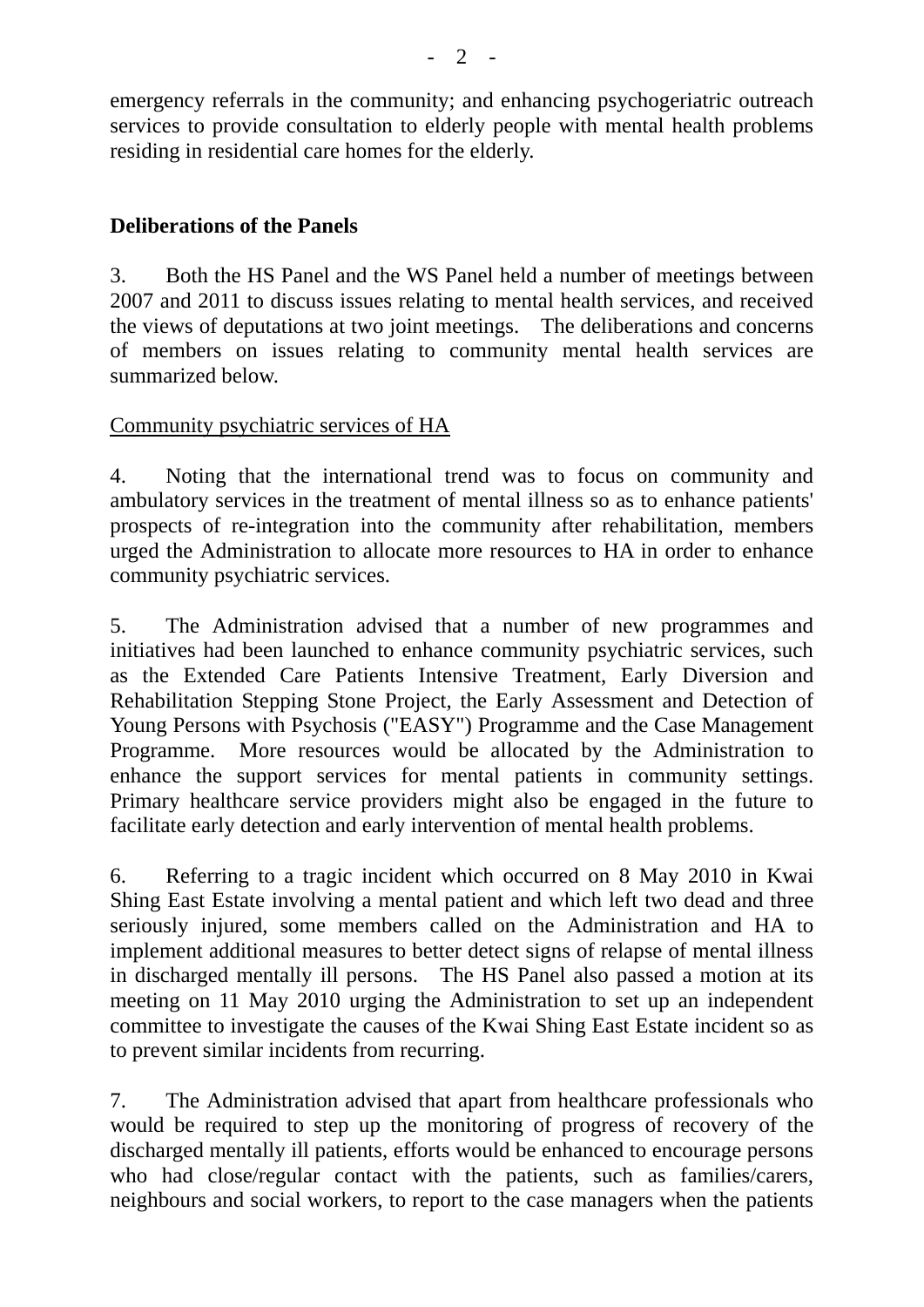emergency referrals in the community; and enhancing psychogeriatric outreach services to provide consultation to elderly people with mental health problems residing in residential care homes for the elderly.

## Deliberations of the Panels

3. Both the HS Panel and the WS Panel held a number of meetings between 2007 and 2011 to discuss issues relating to mental health services, and received the views of deputations at two joint meetings. The deliberations and concerns of members on issues relating to community mental health services are summarized below.

### Community psychiatric services of HA

4. Noting that the international trend was to focus on community and ambulatory services in the treatment of mental illness so as to enhance patients' prospects of re-integration into the community after rehabilitation, members urged the Administration to allocate more resources to HA in order to enhance community psychiatric services.

5. The Administration advised that a number of new programmes and initiatives had been launched to enhance community psychiatric services, such as the Extended Care Patients Intensive Treatment, Early Diversion and Rehabilitation Stepping Stone Project, the Early Assessment and Detection of Young Persons with Psychosis ("EASY") Programme and the Case Management Programme. More resources would be allocated by the Administration to enhance the support services for mental patients in community settings. Primary healthcare service providers might also be engaged in the future to facilitate early detection and early intervention of mental health problems.

6. Referring to a tragic incident which occurred on 8 May 2010 in Kwai Shing East Estate involving a mental patient and which left two dead and three seriously injured, some members called on the Administration and HA to implement additional measures to better detect signs of relapse of mental illness in discharged mentally ill persons. The HS Panel also passed a motion at its meeting on 11 May 2010 urging the Administration to set up an independent committee to investigate the causes of the Kwai Shing East Estate incident so as to prevent similar incidents from recurring.

7. The Administration advised that apart from healthcare professionals who would be required to step up the monitoring of progress of recovery of the discharged mentally ill patients, efforts would be enhanced to encourage persons who had close/regular contact with the patients, such as families/carers, neighbours and social workers, to report to the case managers when the patients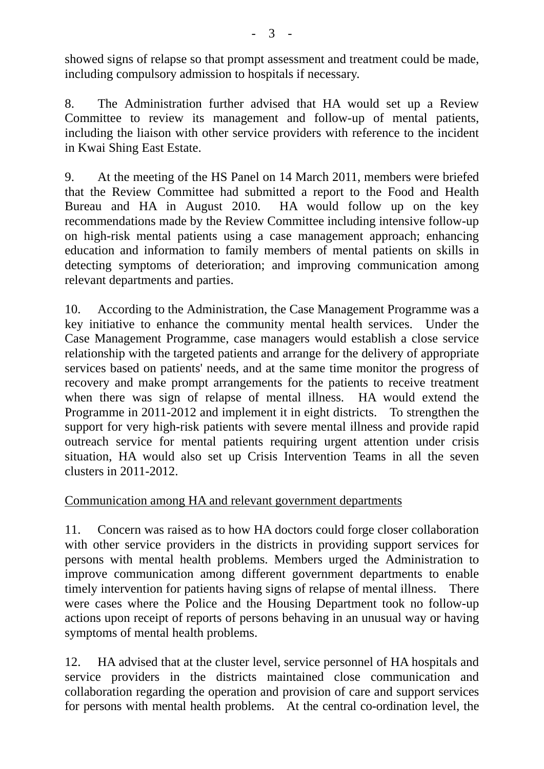showed signs of relapse so that prompt assessment and treatment could be made, including compulsory admission to hospitals if necessary.

8. The Administration further advised that HA would set up a Review Committee to review its management and follow-up of mental patients, including the liaison with other service providers with reference to the incident in Kwai Shing East Estate.

9. At the meeting of the HS Panel on 14 March 2011, members were briefed that the Review Committee had submitted a report to the Food and Health Bureau and HA in August 2010. HA would follow up on the key recommendations made by the Review Committee including intensive follow-up on high-risk mental patients using a case management approach; enhancing education and information to family members of mental patients on skills in detecting symptoms of deterioration; and improving communication among relevant departments and parties.

10. According to the Administration, the Case Management Programme was a key initiative to enhance the community mental health services. Under the Case Management Programme, case managers would establish a close service relationship with the targeted patients and arrange for the delivery of appropriate services based on patients' needs, and at the same time monitor the progress of recovery and make prompt arrangements for the patients to receive treatment when there was sign of relapse of mental illness. HA would extend the Programme in 2011-2012 and implement it in eight districts. To strengthen the support for very high-risk patients with severe mental illness and provide rapid outreach service for mental patients requiring urgent attention under crisis situation, HA would also set up Crisis Intervention Teams in all the seven clusters in 2011-2012.

Communication among HA and relevant government departments

11. Concern was raised as to how HA doctors could forge closer collaboration with other service providers in the districts in providing support services for persons with mental health problems. Members urged the Administration to improve communication among different government departments to enable timely intervention for patients having signs of relapse of mental illness. There were cases where the Police and the Housing Department took no follow-up actions upon receipt of reports of persons behaving in an unusual way or having symptoms of mental health problems.

12. HA advised that at the cluster level, service personnel of HA hospitals and service providers in the districts maintained close communication and collaboration regarding the operation and provision of care and support services for persons with mental health problems. At the central co-ordination level, the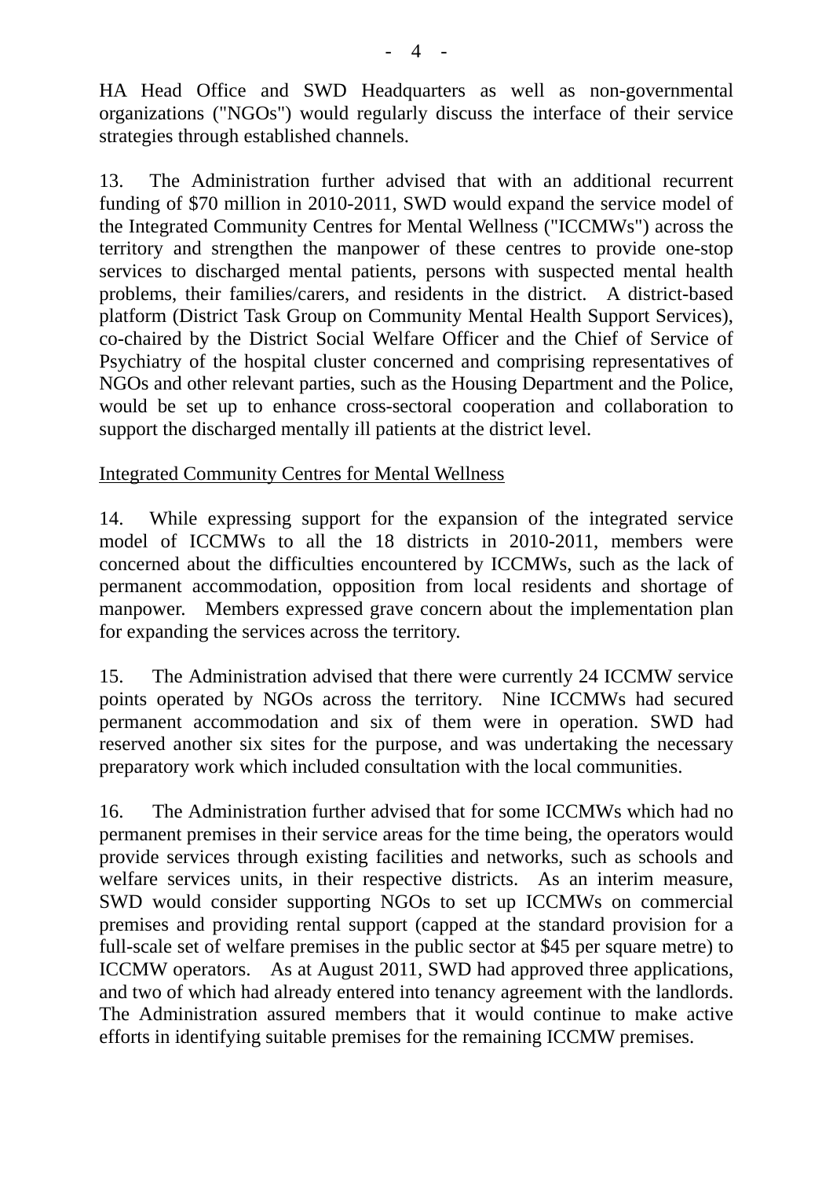HA Head Office and SWD Headquarters as well as non-governmental organizations ("NGOs") would regularly discuss the interface of their service strategies through established channels.

13. The Administration further advised that with an additional recurrent funding of $70 million in 2010-2011, SWD would expand the service model of the Integrated Community Centres for Mental Wellness ("ICCMWs") across the territory and strengthen the manpower of these centres to provide one-stop services to discharged mental patients, persons with suspected mental health problems, their families/carers, and residents in the district. A district-based platform (District Task Group on Community Mental Health Support Services), co-chaired by the District Social Welfare Officer and the Chief of Service of Psychiatry of the hospital cluster concerned and comprising representatives of NGOs and other relevant parties, such as the Housing Department and the Police, would be set up to enhance cross-sectoral cooperation and collaboration to support the discharged mentally ill patients at the district level.

<u>Integrated Community Centres for Mental Wellness</u>

14. While expressing support for the expansion of the integrated service model of ICCMWs to all the 18 districts in 2010-2011, members were concerned about the difficulties encountered by ICCMWs, such as the lack of permanent accommodation, opposition from local residents and shortage of manpower. Members expressed grave concern about the implementation plan for expanding the services across the territory.

15. The Administration advised that there were currently 24 ICCMW service points operated by NGOs across the territory. Nine ICCMWs had secured permanent accommodation and six of them were in operation. SWD had reserved another six sites for the purpose, and was undertaking the necessary preparatory work which included consultation with the local communities.

16. The Administration further advised that for some ICCMWs which had no permanent premises in their service areas for the time being, the operators would provide services through existing facilities and networks, such as schools and welfare services units, in their respective districts. As an interim measure, SWD would consider supporting NGOs to set up ICCMWs on commercial premises and providing rental support (capped at the standard provision for a full-scale set of welfare premises in the public sector at $45 per square metre) to ICCMW operators. As at August 2011, SWD had approved three applications, and two of which had already entered into tenancy agreement with the landlords. The Administration assured members that it would continue to make active efforts in identifying suitable premises for the remaining ICCMW premises.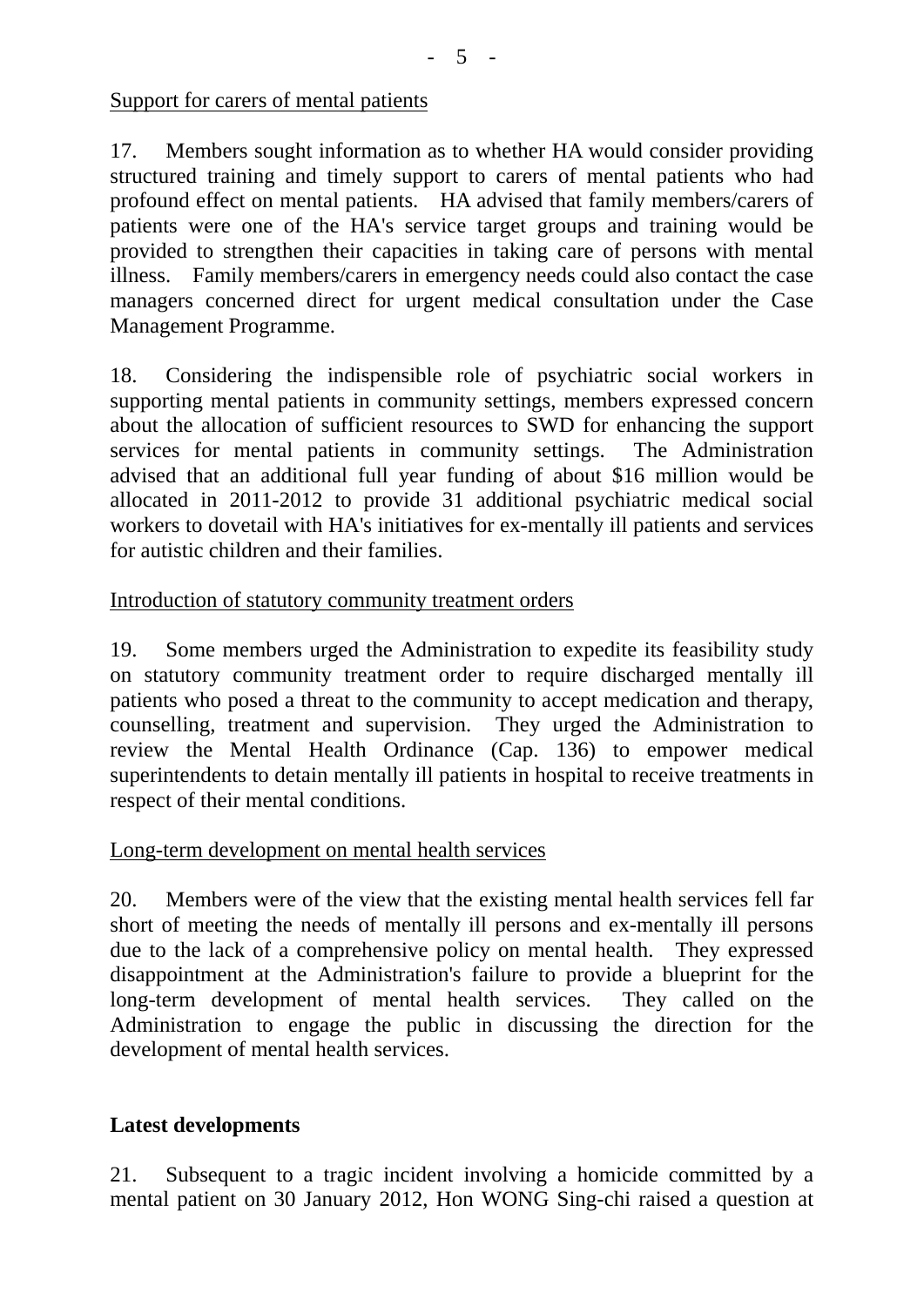Support for carers of mental patients

17. Members sought information as to whether HA would consider providing structured training and timely support to carers of mental patients who had profound effect on mental patients. HA advised that family members/carers of patients were one of the HA's service target groups and training would be provided to strengthen their capacities in taking care of persons with mental illness. Family members/carers in emergency needs could also contact the case managers concerned direct for urgent medical consultation under the Case Management Programme.

18. Considering the indispensible role of psychiatric social workers in supporting mental patients in community settings, members expressed concern about the allocation of sufficient resources to SWD for enhancing the support services for mental patients in community settings. The Administration advised that an additional full year funding of about $16 million would be allocated in 2011-2012 to provide 31 additional psychiatric medical social workers to dovetail with HA's initiatives for ex-mentally ill patients and services for autistic children and their families.

Introduction of statutory community treatment orders

19. Some members urged the Administration to expedite its feasibility study on statutory community treatment order to require discharged mentally ill patients who posed a threat to the community to accept medication and therapy, counselling, treatment and supervision. They urged the Administration to review the Mental Health Ordinance (Cap. 136) to empower medical superintendents to detain mentally ill patients in hospital to receive treatments in respect of their mental conditions.

Long-term development on mental health services

20. Members were of the view that the existing mental health services fell far short of meeting the needs of mentally ill persons and ex-mentally ill persons due to the lack of a comprehensive policy on mental health. They expressed disappointment at the Administration's failure to provide a blueprint for the long-term development of mental health services. They called on the Administration to engage the public in discussing the direction for the development of mental health services.

## Latest developments

21. Subsequent to a tragic incident involving a homicide committed by a mental patient on 30 January 2012, Hon WONG Sing-chi raised a question at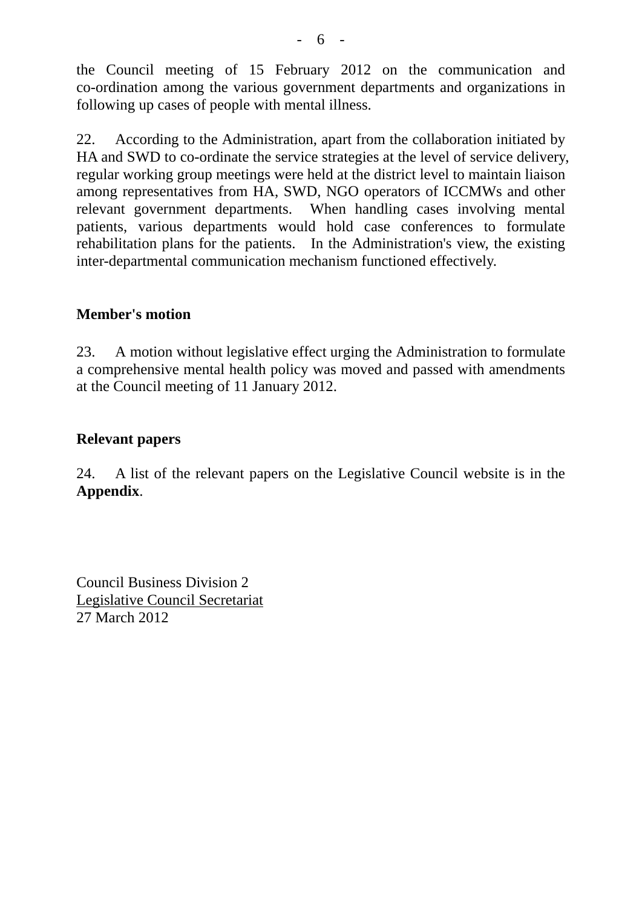the Council meeting of 15 February 2012 on the communication and co-ordination among the various government departments and organizations in following up cases of people with mental illness.

22. According to the Administration, apart from the collaboration initiated by HA and SWD to co-ordinate the service strategies at the level of service delivery, regular working group meetings were held at the district level to maintain liaison among representatives from HA, SWD, NGO operators of ICCMWs and other relevant government departments. When handling cases involving mental patients, various departments would hold case conferences to formulate rehabilitation plans for the patients. In the Administration's view, the existing inter-departmental communication mechanism functioned effectively.

**Member's motion**

23. A motion without legislative effect urging the Administration to formulate a comprehensive mental health policy was moved and passed with amendments at the Council meeting of 11 January 2012.

**Relevant papers**

24. A list of the relevant papers on the Legislative Council website is in the **Appendix**.

Council Business Division 2
Legislative Council Secretariat
27 March 2012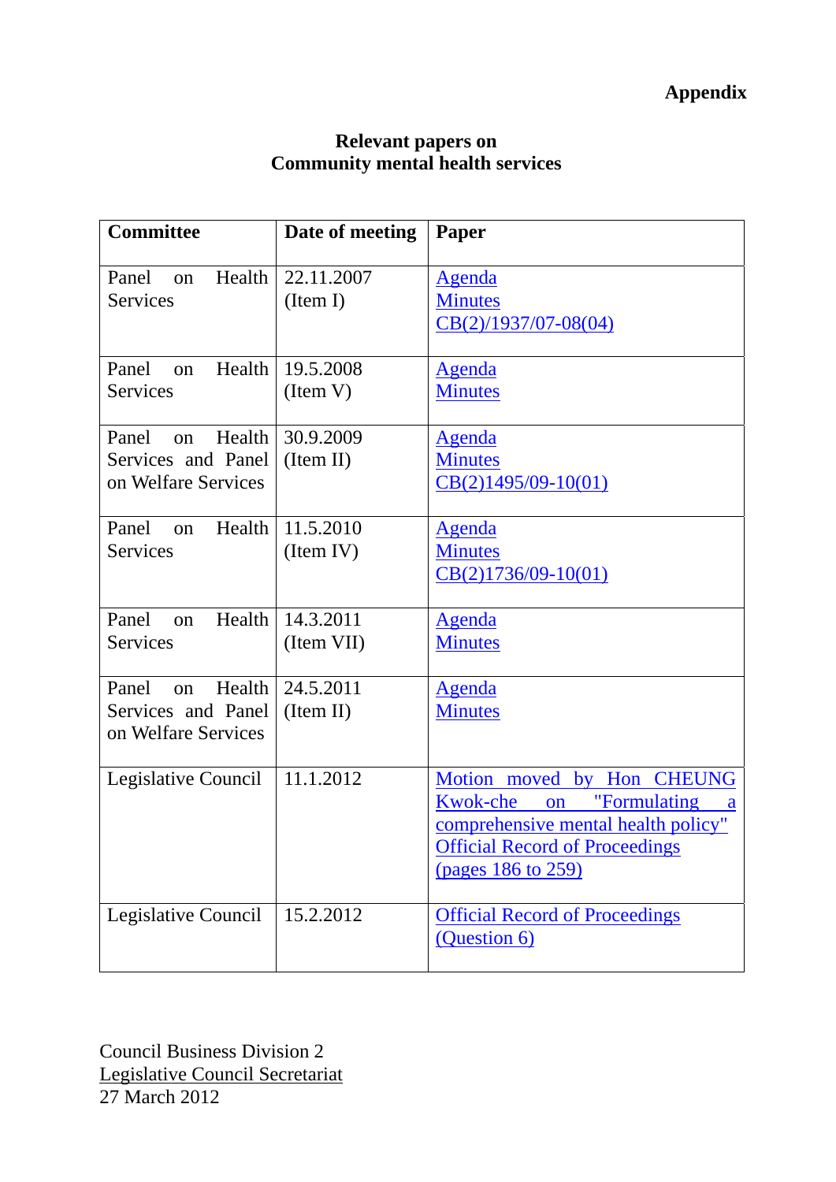**Appendix**

**Relevant papers on**
**Community mental health services**

| Committee | Date of meeting | Paper |
|---|---|---|
| Panel on Health Services | 22.11.2007 (Item I) | Agenda<br>Minutes<br>CB(2)/1937/07-08(04) |
| Panel on Health Services | 19.5.2008 (Item V) | Agenda<br>Minutes |
| Panel on Health Services and Panel on Welfare Services | 30.9.2009 (Item II) | Agenda<br>Minutes<br>CB(2)1495/09-10(01) |
| Panel on Health Services | 11.5.2010 (Item IV) | Agenda<br>Minutes<br>CB(2)1736/09-10(01) |
| Panel on Health Services | 14.3.2011 (Item VII) | Agenda<br>Minutes |
| Panel on Health Services and Panel on Welfare Services | 24.5.2011 (Item II) | Agenda<br>Minutes |
| Legislative Council | 11.1.2012 | Motion moved by Hon CHEUNG Kwok-che on "Formulating a comprehensive mental health policy"<br>Official Record of Proceedings (pages 186 to 259) |
| Legislative Council | 15.2.2012 | Official Record of Proceedings (Question 6) |

Council Business Division 2
Legislative Council Secretariat
27 March 2012